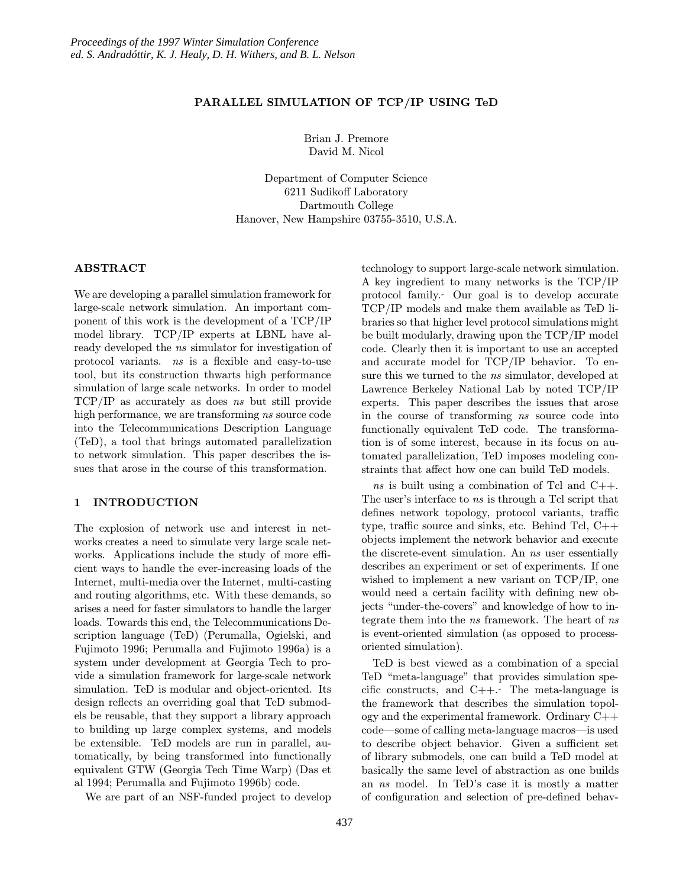# PARALLEL SIMULATION OF TCP/IP USING TeD

Brian J. Premore
David M. Nicol

Department of Computer Science
6211 Sudikoff Laboratory
Dartmouth College
Hanover, New Hampshire 03755-3510, U.S.A.

## ABSTRACT

We are developing a parallel simulation framework for large-scale network simulation. An important component of this work is the development of a TCP/IP model library. TCP/IP experts at LBNL have already developed the *ns* simulator for investigation of protocol variants. *ns* is a flexible and easy-to-use tool, but its construction thwarts high performance simulation of large scale networks. In order to model TCP/IP as accurately as does *ns* but still provide high performance, we are transforming *ns* source code into the Telecommunications Description Language (TeD), a tool that brings automated parallelization to network simulation. This paper describes the issues that arose in the course of this transformation.

## 1 INTRODUCTION

The explosion of network use and interest in networks creates a need to simulate very large scale networks. Applications include the study of more efficient ways to handle the ever-increasing loads of the Internet, multi-media over the Internet, multi-casting and routing algorithms, etc. With these demands, so arises a need for faster simulators to handle the larger loads. Towards this end, the Telecommunications Description language (TeD) (Perumalla, Ogielski, and Fujimoto 1996; Perumalla and Fujimoto 1996a) is a system under development at Georgia Tech to provide a simulation framework for large-scale network simulation. TeD is modular and object-oriented. Its design reflects an overriding goal that TeD submodels be reusable, that they support a library approach to building up large complex systems, and models be extensible. TeD models are run in parallel, automatically, by being transformed into functionally equivalent GTW (Georgia Tech Time Warp) (Das et al 1994; Perumalla and Fujimoto 1996b) code.

We are part of an NSF-funded project to develop technology to support large-scale network simulation. A key ingredient to many networks is the TCP/IP protocol family. Our goal is to develop accurate TCP/IP models and make them available as TeD libraries so that higher level protocol simulations might be built modularly, drawing upon the TCP/IP model code. Clearly then it is important to use an accepted and accurate model for TCP/IP behavior. To ensure this we turned to the *ns* simulator, developed at Lawrence Berkeley National Lab by noted TCP/IP experts. This paper describes the issues that arose in the course of transforming *ns* source code into functionally equivalent TeD code. The transformation is of some interest, because in its focus on automated parallelization, TeD imposes modeling constraints that affect how one can build TeD models.

*ns* is built using a combination of Tcl and C++. The user's interface to *ns* is through a Tcl script that defines network topology, protocol variants, traffic type, traffic source and sinks, etc. Behind Tcl, C++ objects implement the network behavior and execute the discrete-event simulation. An *ns* user essentially describes an experiment or set of experiments. If one wished to implement a new variant on TCP/IP, one would need a certain facility with defining new objects "under-the-covers" and knowledge of how to integrate them into the *ns* framework. The heart of *ns* is event-oriented simulation (as opposed to process-oriented simulation).

TeD is best viewed as a combination of a special TeD "meta-language" that provides simulation specific constructs, and C++. The meta-language is the framework that describes the simulation topology and the experimental framework. Ordinary C++ code—some of calling meta-language macros—is used to describe object behavior. Given a sufficient set of library submodels, one can build a TeD model at basically the same level of abstraction as one builds an *ns* model. In TeD's case it is mostly a matter of configuration and selection of pre-defined behav-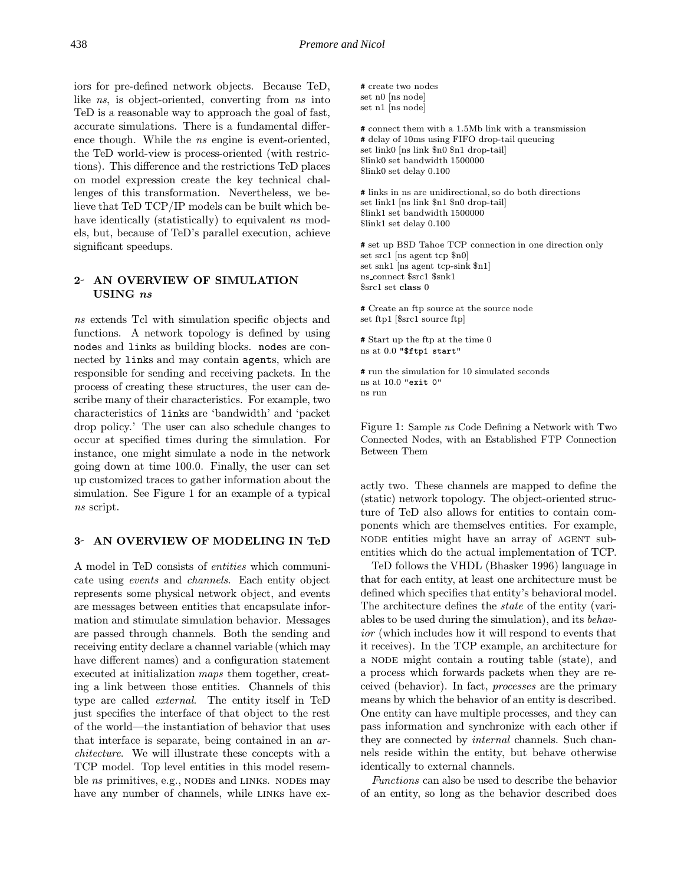iors for pre-defined network objects. Because TeD, like *ns*, is object-oriented, converting from *ns* into TeD is a reasonable way to approach the goal of fast, accurate simulations. There is a fundamental difference though. While the *ns* engine is event-oriented, the TeD world-view is process-oriented (with restrictions). This difference and the restrictions TeD places on model expression create the key technical challenges of this transformation. Nevertheless, we believe that TeD TCP/IP models can be built which behave identically (statistically) to equivalent *ns* models, but, because of TeD's parallel execution, achieve significant speedups.

## 2 AN OVERVIEW OF SIMULATION USING *ns*

*ns* extends Tcl with simulation specific objects and functions. A network topology is defined by using `node`s and `link`s as building blocks. `node`s are connected by `link`s and may contain `agent`s, which are responsible for sending and receiving packets. In the process of creating these structures, the user can describe many of their characteristics. For example, two characteristics of `link`s are 'bandwidth' and 'packet drop policy.' The user can also schedule changes to occur at specified times during the simulation. For instance, one might simulate a node in the network going down at time 100.0. Finally, the user can set up customized traces to gather information about the simulation. See Figure 1 for an example of a typical *ns* script.

```
# create two nodes
set n0 [ns node]
set n1 [ns node]

# connect them with a 1.5Mb link with a transmission
# delay of 10ms useing FIFO drop-tail queueing
set link0 [ns link $n0 $n1 drop-tail]
$link0 set bandwidth 1500000
$link0 set delay 0.100

# links in ns are unidirectional, so do both directions
set link1 [ns link $n1 $n0 drop-tail]
$link1 set bandwidth 1500000
$link1 set delay 0.100

# set up BSD Tahoe TCP connection in one direction only
set src1 [ns agent tcp $n0]
set snk1 [ns agent tcp-sink $n1]
ns_connect $src1 $snk1
$src1 set class 0

# Create an ftp source at the source node
set ftp1 [$src1 source ftp]

# Start up the ftp at the time 0
ns at 0.0 "$ftp1 start"

# run the simulation for 10 simulated seconds
ns at 10.0 "exit 0"
ns run
```

Figure 1: Sample *ns* Code Defining a Network with Two Connected Nodes, with an Established FTP Connection Between Them

## 3 AN OVERVIEW OF MODELING IN TeD

A model in TeD consists of *entities* which communicate using *events* and *channels*. Each entity object represents some physical network object, and events are messages between entities that encapsulate information and stimulate simulation behavior. Messages are passed through channels. Both the sending and receiving entity declare a channel variable (which may have different names) and a configuration statement executed at initialization *maps* them together, creating a link between those entities. Channels of this type are called *external*. The entity itself in TeD just specifies the interface of that object to the rest of the world—the instantiation of behavior that uses that interface is separate, being contained in an *architecture*. We will illustrate these concepts with a TCP model. Top level entities in this model resemble *ns* primitives, e.g., NODEs and LINKs. NODEs may have any number of channels, while LINKs have exactly two. These channels are mapped to define the (static) network topology. The object-oriented structure of TeD also allows for entities to contain components which are themselves entities. For example, NODE entities might have an array of AGENT subentities which do the actual implementation of TCP.

TeD follows the VHDL (Bhasker 1996) language in that for each entity, at least one architecture must be defined which specifies that entity's behavioral model. The architecture defines the *state* of the entity (variables to be used during the simulation), and its *behavior* (which includes how it will respond to events that it receives). In the TCP example, an architecture for a NODE might contain a routing table (state), and a process which forwards packets when they are received (behavior). In fact, *processes* are the primary means by which the behavior of an entity is described. One entity can have multiple processes, and they can pass information and synchronize with each other if they are connected by *internal* channels. Such channels reside within the entity, but behave otherwise identically to external channels.

*Functions* can also be used to describe the behavior of an entity, so long as the behavior described does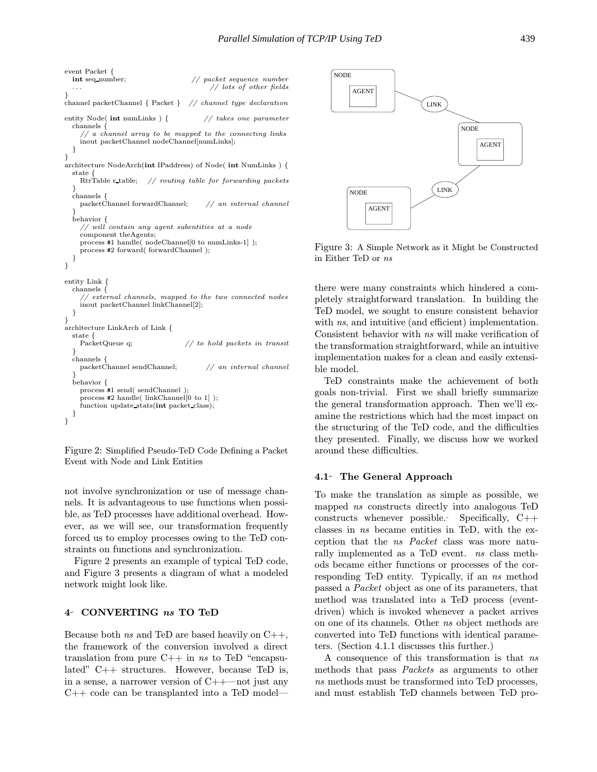```
event Packet {
   int seq_number;                      // packet sequence number
   ...                                  // lots of other fields
}
channel packetChannel { Packet }   // channel type declaration

entity Node( int numLinks ) {           // takes one parameter
   channels {
      // a channel array to be mapped to the connecting links
      inout packetChannel nodeChannel[numLinks];
   }
}
architecture NodeArch(int IPaddress) of Node( int NumLinks ) {
   state {
      RtrTable r_table;   // routing table for forwarding packets
   }
   channels {
      packetChannel forwardChannel;      // an internal channel
   }
   behavior {
      // will contain any agent subentities at a node
      component theAgents;
      process #1 handle( nodeChannel[0 to numLinks-1] );
      process #2 forward( forwardChannel );
   }
}

entity Link {
   channels {
      // external channels, mapped to the two connected nodes
      inout packetChannel linkChannel[2];
   }
}
architecture LinkArch of Link {
   state {
      PacketQueue q;                    // to hold packets in transit
   }
   channels {
      packetChannel sendChannel;         // an internal channel
   }
   behavior {
      process #1 send( sendChannel );
      process #2 handle( linkChannel[0 to 1] );
      function update_stats(int packet_class);
   }
}
```

Figure 2: Simplified Pseudo-TeD Code Defining a Packet Event with Node and Link Entities

not involve synchronization or use of message channels. It is advantageous to use functions when possible, as TeD processes have additional overhead. However, as we will see, our transformation frequently forced us to employ processes owing to the TeD constraints on functions and synchronization.

Figure 2 presents an example of typical TeD code, and Figure 3 presents a diagram of what a modeled network might look like.

## 4 CONVERTING *ns* TO TeD

Because both *ns* and TeD are based heavily on C++, the framework of the conversion involved a direct translation from pure C++ in *ns* to TeD "encapsulated" C++ structures. However, because TeD is, in a sense, a narrower version of C++—not just any C++ code can be transplanted into a TeD model—

Figure 3: A Simple Network as it Might be Constructed in Either TeD or *ns*

there were many constraints which hindered a completely straightforward translation. In building the TeD model, we sought to ensure consistent behavior with *ns*, and intuitive (and efficient) implementation. Consistent behavior with *ns* will make verification of the transformation straightforward, while an intuitive implementation makes for a clean and easily extensible model.

TeD constraints make the achievement of both goals non-trivial. First we shall briefly summarize the general transformation approach. Then we'll examine the restrictions which had the most impact on the structuring of the TeD code, and the difficulties they presented. Finally, we discuss how we worked around these difficulties.

### 4.1 The General Approach

To make the translation as simple as possible, we mapped *ns* constructs directly into analogous TeD constructs whenever possible. Specifically, C++ classes in *ns* became entities in TeD, with the exception that the *ns Packet* class was more naturally implemented as a TeD event. *ns* class methods became either functions or processes of the corresponding TeD entity. Typically, if an *ns* method passed a *Packet* object as one of its parameters, that method was translated into a TeD process (event-driven) which is invoked whenever a packet arrives on one of its channels. Other *ns* object methods are converted into TeD functions with identical parameters. (Section 4.1.1 discusses this further.)

A consequence of this transformation is that *ns* methods that pass *Packets* as arguments to other *ns* methods must be transformed into TeD processes, and must establish TeD channels between TeD pro-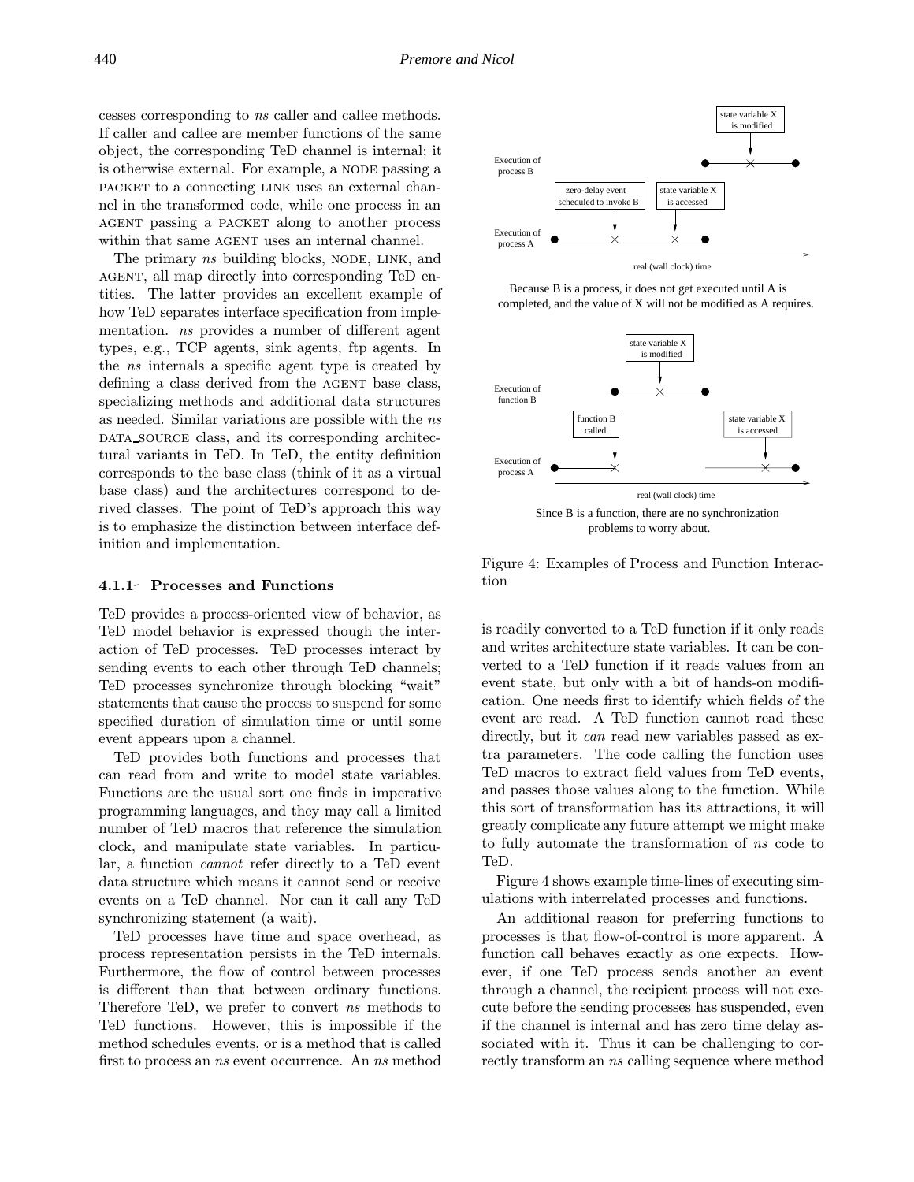cesses corresponding to *ns* caller and callee methods. If caller and callee are member functions of the same object, the corresponding TeD channel is internal; it is otherwise external. For example, a NODE passing a PACKET to a connecting LINK uses an external channel in the transformed code, while one process in an AGENT passing a PACKET along to another process within that same AGENT uses an internal channel.

The primary *ns* building blocks, NODE, LINK, and AGENT, all map directly into corresponding TeD entities. The latter provides an excellent example of how TeD separates interface specification from implementation. *ns* provides a number of different agent types, e.g., TCP agents, sink agents, ftp agents. In the *ns* internals a specific agent type is created by defining a class derived from the AGENT base class, specializing methods and additional data structures as needed. Similar variations are possible with the *ns* DATA_SOURCE class, and its corresponding architectural variants in TeD. In TeD, the entity definition corresponds to the base class (think of it as a virtual base class) and the architectures correspond to derived classes. The point of TeD's approach this way is to emphasize the distinction between interface definition and implementation.

### 4.1.1 Processes and Functions

TeD provides a process-oriented view of behavior, as TeD model behavior is expressed though the interaction of TeD processes. TeD processes interact by sending events to each other through TeD channels; TeD processes synchronize through blocking "wait" statements that cause the process to suspend for some specified duration of simulation time or until some event appears upon a channel.

TeD provides both functions and processes that can read from and write to model state variables. Functions are the usual sort one finds in imperative programming languages, and they may call a limited number of TeD macros that reference the simulation clock, and manipulate state variables. In particular, a function *cannot* refer directly to a TeD event data structure which means it cannot send or receive events on a TeD channel. Nor can it call any TeD synchronizing statement (a wait).

TeD processes have time and space overhead, as process representation persists in the TeD internals. Furthermore, the flow of control between processes is different than that between ordinary functions. Therefore TeD, we prefer to convert *ns* methods to TeD functions. However, this is impossible if the method schedules events, or is a method that is called first to process an *ns* event occurrence. An *ns* method is readily converted to a TeD function if it only reads and writes architecture state variables. It can be converted to a TeD function if it reads values from an event state, but only with a bit of hands-on modification. One needs first to identify which fields of the event are read. A TeD function cannot read these directly, but it *can* read new variables passed as extra parameters. The code calling the function uses TeD macros to extract field values from TeD events, and passes those values along to the function. While this sort of transformation has its attractions, it will greatly complicate any future attempt we might make to fully automate the transformation of *ns* code to TeD.

state variable X is modified

Execution of process B

zero-delay event scheduled to invoke B

state variable X is accessed

Execution of process A

real (wall clock) time

Because B is a process, it does not get executed until A is completed, and the value of X will not be modified as A requires.

state variable X is modified

Execution of function B

function B called

state variable X is accessed

Execution of process A

real (wall clock) time

Since B is a function, there are no synchronization problems to worry about.

Figure 4: Examples of Process and Function Interaction

Figure 4 shows example time-lines of executing simulations with interrelated processes and functions.

An additional reason for preferring functions to processes is that flow-of-control is more apparent. A function call behaves exactly as one expects. However, if one TeD process sends another an event through a channel, the recipient process will not execute before the sending processes has suspended, even if the channel is internal and has zero time delay associated with it. Thus it can be challenging to correctly transform an *ns* calling sequence where method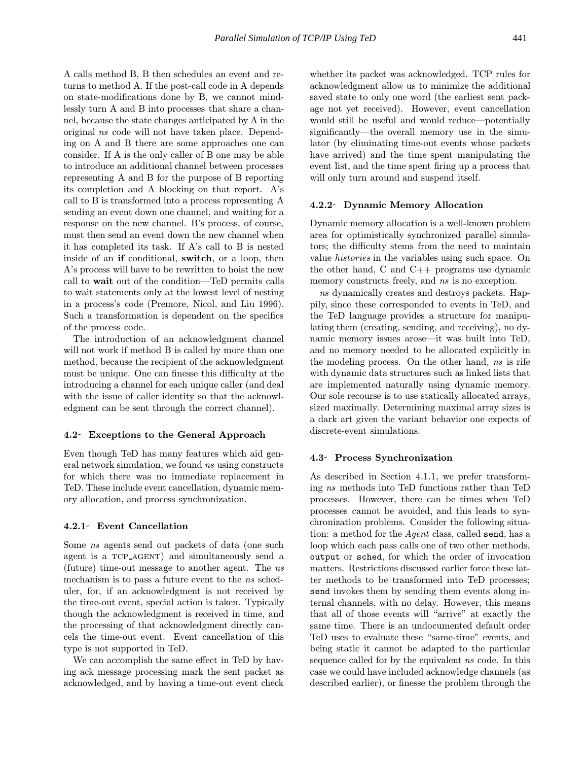A calls method B, B then schedules an event and returns to method A. If the post-call code in A depends on state-modifications done by B, we cannot mindlessly turn A and B into processes that share a channel, because the state changes anticipated by A in the original *ns* code will not have taken place. Depending on A and B there are some approaches one can consider. If A is the only caller of B one may be able to introduce an additional channel between processes representing A and B for the purpose of B reporting its completion and A blocking on that report. A's call to B is transformed into a process representing A sending an event down one channel, and waiting for a response on the new channel. B's process, of course, must then send an event down the new channel when it has completed its task. If A's call to B is nested inside of an **if** conditional, **switch**, or a loop, then A's process will have to be rewritten to hoist the new call to **wait** out of the condition—TeD permits calls to wait statements only at the lowest level of nesting in a process's code (Premore, Nicol, and Liu 1996). Such a transformation is dependent on the specifics of the process code.

The introduction of an acknowledgment channel will not work if method B is called by more than one method, because the recipient of the acknowledgment must be unique. One can finesse this difficulty at the introducing a channel for each unique caller (and deal with the issue of caller identity so that the acknowledgment can be sent through the correct channel).

### 4.2 Exceptions to the General Approach

Even though TeD has many features which aid general network simulation, we found *ns* using constructs for which there was no immediate replacement in TeD. These include event cancellation, dynamic memory allocation, and process synchronization.

#### 4.2.1 Event Cancellation

Some *ns* agents send out packets of data (one such agent is a TCP_AGENT) and simultaneously send a (future) time-out message to another agent. The *ns* mechanism is to pass a future event to the *ns* scheduler, for, if an acknowledgment is not received by the time-out event, special action is taken. Typically though the acknowledgment is received in time, and the processing of that acknowledgment directly cancels the time-out event. Event cancellation of this type is not supported in TeD.

We can accomplish the same effect in TeD by having ack message processing mark the sent packet as acknowledged, and by having a time-out event check whether its packet was acknowledged. TCP rules for acknowledgment allow us to minimize the additional saved state to only one word (the earliest sent package not yet received). However, event cancellation would still be useful and would reduce—potentially significantly—the overall memory use in the simulator (by eliminating time-out events whose packets have arrived) and the time spent manipulating the event list, and the time spent firing up a process that will only turn around and suspend itself.

#### 4.2.2 Dynamic Memory Allocation

Dynamic memory allocation is a well-known problem area for optimistically synchronized parallel simulators; the difficulty stems from the need to maintain value *histories* in the variables using such space. On the other hand, C and C++ programs use dynamic memory constructs freely, and *ns* is no exception.

*ns* dynamically creates and destroys packets. Happily, since these corresponded to events in TeD, and the TeD language provides a structure for manipulating them (creating, sending, and receiving), no dynamic memory issues arose—it was built into TeD, and no memory needed to be allocated explicitly in the modeling process. On the other hand, *ns* is rife with dynamic data structures such as linked lists that are implemented naturally using dynamic memory. Our sole recourse is to use statically allocated arrays, sized maximally. Determining maximal array sizes is a dark art given the variant behavior one expects of discrete-event simulations.

### 4.3 Process Synchronization

As described in Section 4.1.1, we prefer transforming *ns* methods into TeD functions rather than TeD processes. However, there can be times when TeD processes cannot be avoided, and this leads to synchronization problems. Consider the following situation: a method for the *Agent* class, called `send`, has a loop which each pass calls one of two other methods, `output` or `sched`, for which the order of invocation matters. Restrictions discussed earlier force these latter methods to be transformed into TeD processes; `send` invokes them by sending them events along internal channels, with no delay. However, this means that all of those events will "arrive" at exactly the same time. There is an undocumented default order TeD uses to evaluate these "same-time" events, and being static it cannot be adapted to the particular sequence called for by the equivalent *ns* code. In this case we could have included acknowledge channels (as described earlier), or finesse the problem through the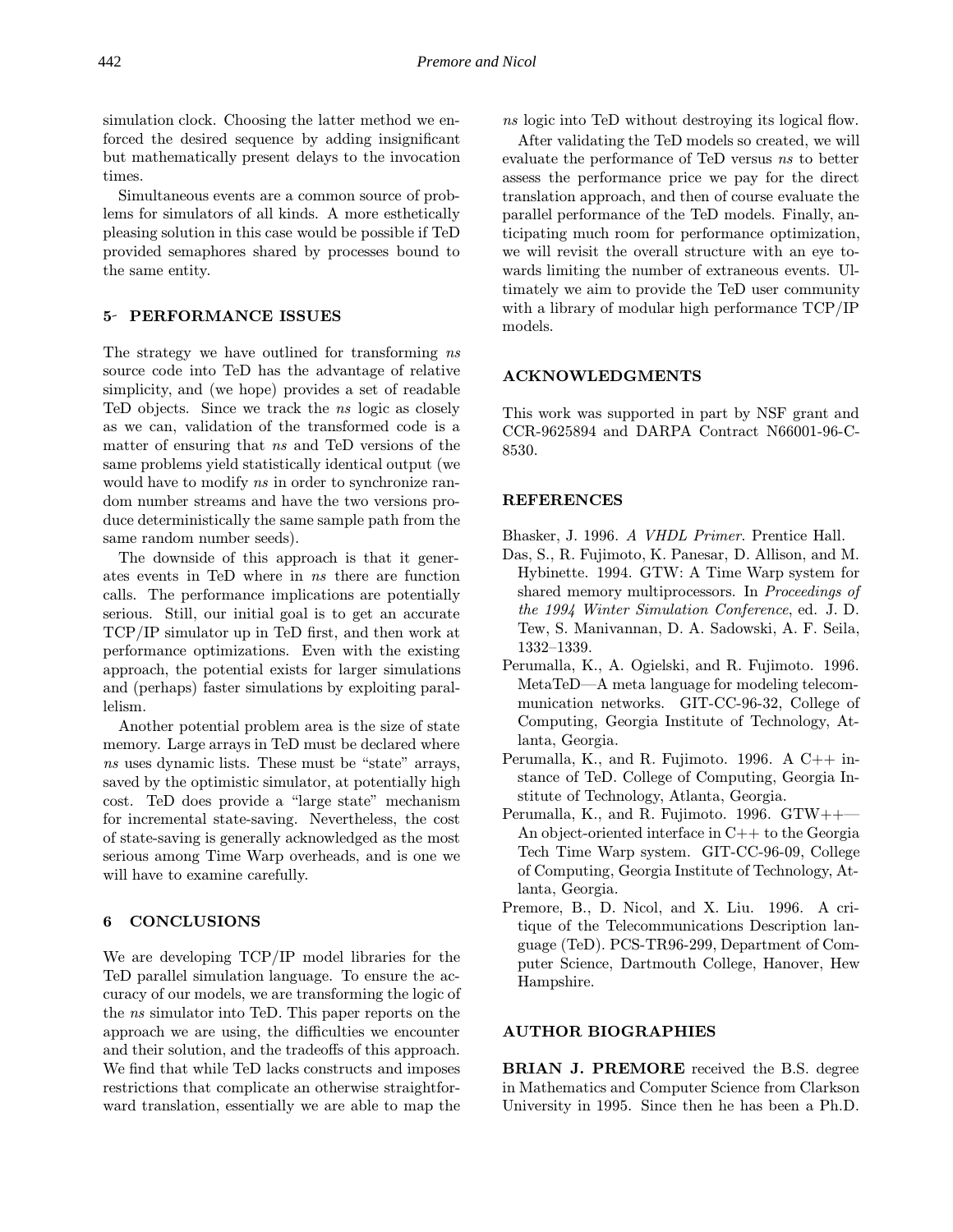simulation clock. Choosing the latter method we enforced the desired sequence by adding insignificant but mathematically present delays to the invocation times.

Simultaneous events are a common source of problems for simulators of all kinds. A more esthetically pleasing solution in this case would be possible if TeD provided semaphores shared by processes bound to the same entity.

## 5- PERFORMANCE ISSUES

The strategy we have outlined for transforming *ns* source code into TeD has the advantage of relative simplicity, and (we hope) provides a set of readable TeD objects. Since we track the *ns* logic as closely as we can, validation of the transformed code is a matter of ensuring that *ns* and TeD versions of the same problems yield statistically identical output (we would have to modify *ns* in order to synchronize random number streams and have the two versions produce deterministically the same sample path from the same random number seeds).

The downside of this approach is that it generates events in TeD where in *ns* there are function calls. The performance implications are potentially serious. Still, our initial goal is to get an accurate TCP/IP simulator up in TeD first, and then work at performance optimizations. Even with the existing approach, the potential exists for larger simulations and (perhaps) faster simulations by exploiting parallelism.

Another potential problem area is the size of state memory. Large arrays in TeD must be declared where *ns* uses dynamic lists. These must be "state" arrays, saved by the optimistic simulator, at potentially high cost. TeD does provide a "large state" mechanism for incremental state-saving. Nevertheless, the cost of state-saving is generally acknowledged as the most serious among Time Warp overheads, and is one we will have to examine carefully.

## 6 CONCLUSIONS

We are developing TCP/IP model libraries for the TeD parallel simulation language. To ensure the accuracy of our models, we are transforming the logic of the *ns* simulator into TeD. This paper reports on the approach we are using, the difficulties we encounter and their solution, and the tradeoffs of this approach. We find that while TeD lacks constructs and imposes restrictions that complicate an otherwise straightforward translation, essentially we are able to map the *ns* logic into TeD without destroying its logical flow.

After validating the TeD models so created, we will evaluate the performance of TeD versus *ns* to better assess the performance price we pay for the direct translation approach, and then of course evaluate the parallel performance of the TeD models. Finally, anticipating much room for performance optimization, we will revisit the overall structure with an eye towards limiting the number of extraneous events. Ultimately we aim to provide the TeD user community with a library of modular high performance TCP/IP models.

## ACKNOWLEDGMENTS

This work was supported in part by NSF grant and CCR-9625894 and DARPA Contract N66001-96-C-8530.

## REFERENCES

Bhasker, J. 1996. *A VHDL Primer*. Prentice Hall.

Das, S., R. Fujimoto, K. Panesar, D. Allison, and M. Hybinette. 1994. GTW: A Time Warp system for shared memory multiprocessors. In *Proceedings of the 1994 Winter Simulation Conference*, ed. J. D. Tew, S. Manivannan, D. A. Sadowski, A. F. Seila, 1332–1339.

Perumalla, K., A. Ogielski, and R. Fujimoto. 1996. MetaTeD—A meta language for modeling telecommunication networks. GIT-CC-96-32, College of Computing, Georgia Institute of Technology, Atlanta, Georgia.

Perumalla, K., and R. Fujimoto. 1996. A C++ instance of TeD. College of Computing, Georgia Institute of Technology, Atlanta, Georgia.

Perumalla, K., and R. Fujimoto. 1996. GTW++—An object-oriented interface in C++ to the Georgia Tech Time Warp system. GIT-CC-96-09, College of Computing, Georgia Institute of Technology, Atlanta, Georgia.

Premore, B., D. Nicol, and X. Liu. 1996. A critique of the Telecommunications Description language (TeD). PCS-TR96-299, Department of Computer Science, Dartmouth College, Hanover, Hew Hampshire.

## AUTHOR BIOGRAPHIES

**BRIAN J. PREMORE** received the B.S. degree in Mathematics and Computer Science from Clarkson University in 1995. Since then he has been a Ph.D.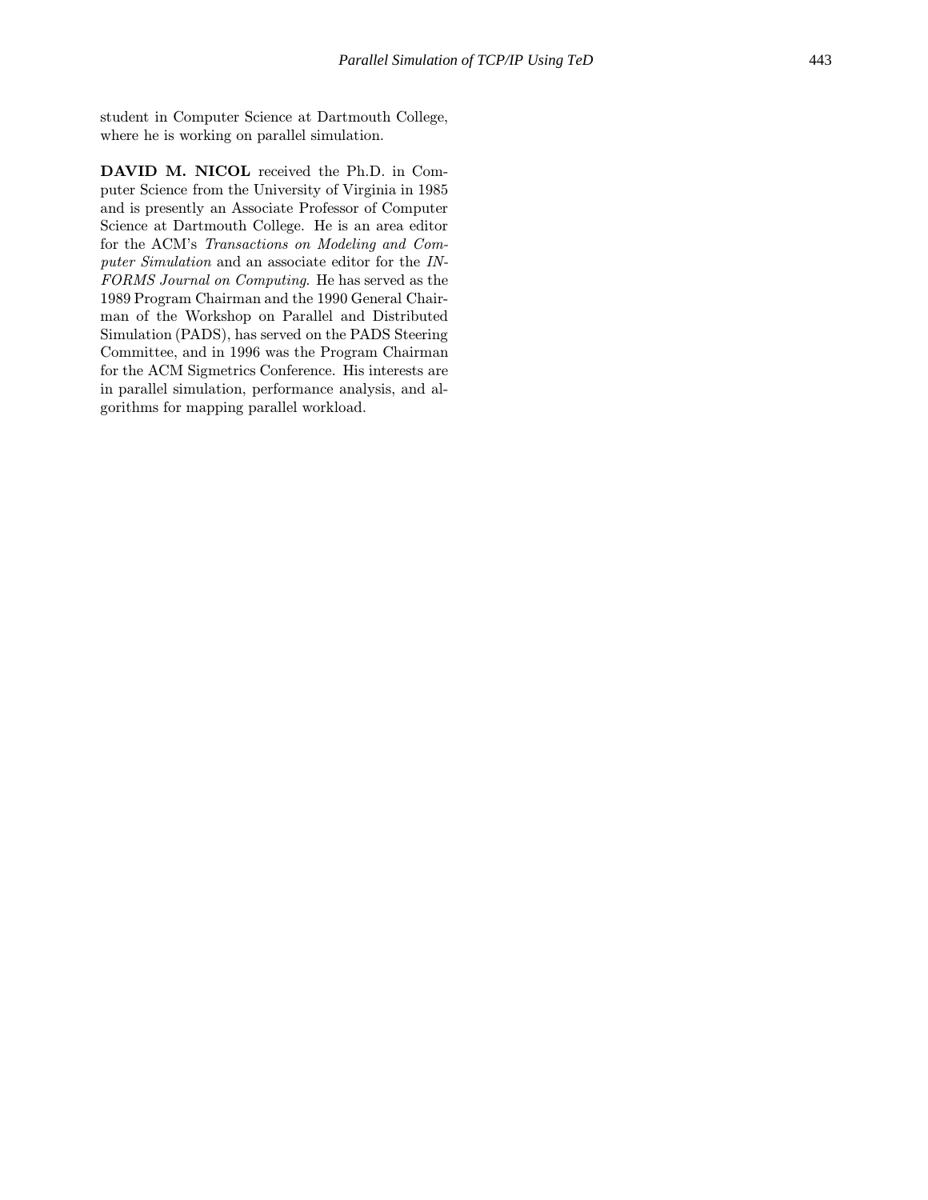student in Computer Science at Dartmouth College, where he is working on parallel simulation.

**DAVID M. NICOL** received the Ph.D. in Computer Science from the University of Virginia in 1985 and is presently an Associate Professor of Computer Science at Dartmouth College. He is an area editor for the ACM's *Transactions on Modeling and Computer Simulation* and an associate editor for the *INFORMS Journal on Computing*. He has served as the 1989 Program Chairman and the 1990 General Chairman of the Workshop on Parallel and Distributed Simulation (PADS), has served on the PADS Steering Committee, and in 1996 was the Program Chairman for the ACM Sigmetrics Conference. His interests are in parallel simulation, performance analysis, and algorithms for mapping parallel workload.